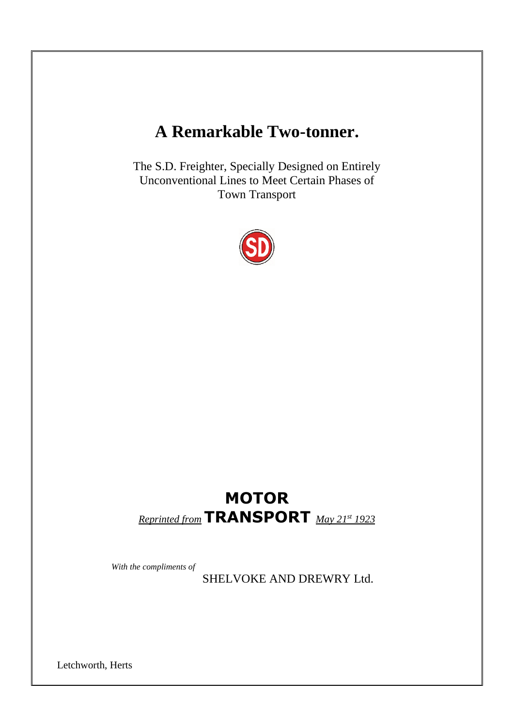# A Remarkable Two-tonner.

The S.D. Freighter, Specially Designed on Entirely Unconventional Lines to Meet Certain Phases of Town Transport

**MOTOR**

*Reprinted from* **TRANSPORT** *May 21st 1923*

*With the compliments of*

SHELVOKE AND DREWRY Ltd.

Letchworth, Herts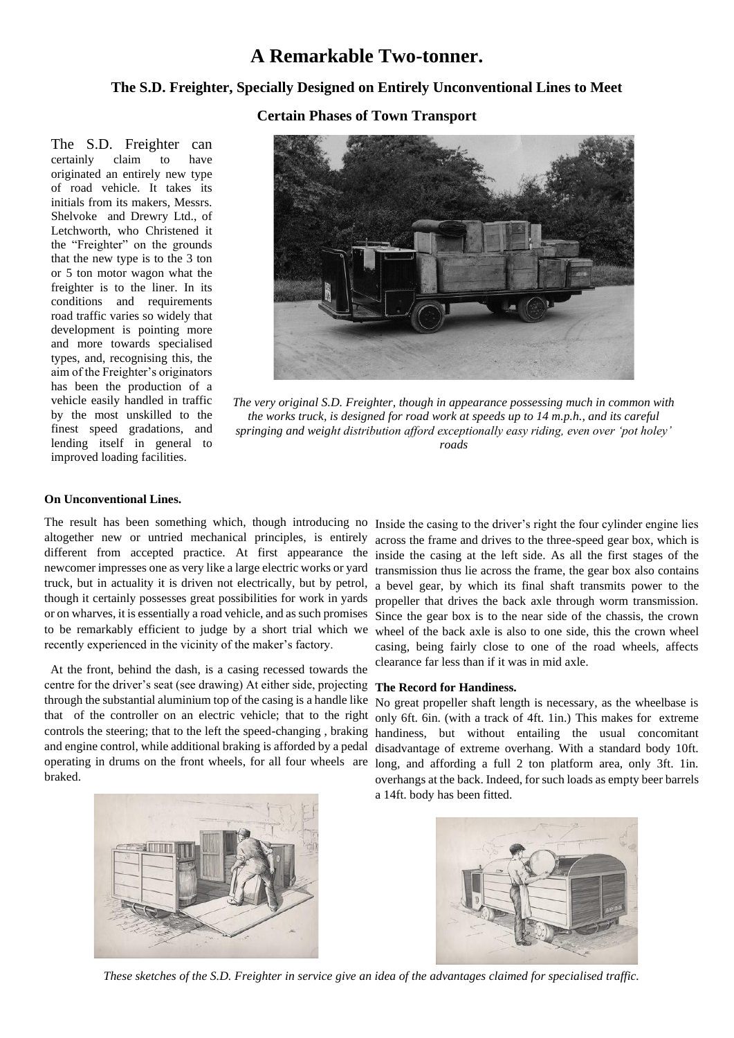# A Remarkable Two-tonner.

### The S.D. Freighter, Specially Designed on Entirely Unconventional Lines to Meet Certain Phases of Town Transport

The S.D. Freighter can certainly claim to have originated an entirely new type of road vehicle. It takes its initials from its makers, Messrs. Shelvoke and Drewry Ltd., of Letchworth, who Christened it the "Freighter" on the grounds that the new type is to the 3 ton or 5 ton motor wagon what the freighter is to the liner. In its conditions and requirements road traffic varies so widely that development is pointing more and more towards specialised types, and, recognising this, the aim of the Freighter's originators has been the production of a vehicle easily handled in traffic by the most unskilled to the finest speed gradations, and lending itself in general to improved loading facilities.

*The very original S.D. Freighter, though in appearance possessing much in common with the works truck, is designed for road work at speeds up to 14 m.p.h., and its careful springing and weight distribution afford exceptionally easy riding, even over 'pot holey' roads*

**On Unconventional Lines.**

The result has been something which, though introducing no altogether new or untried mechanical principles, is entirely different from accepted practice. At first appearance the newcomer impresses one as very like a large electric works or yard truck, but in actuality it is driven not electrically, but by petrol, though it certainly possesses great possibilities for work in yards or on wharves, it is essentially a road vehicle, and as such promises to be remarkably efficient to judge by a short trial which we recently experienced in the vicinity of the maker's factory.

At the front, behind the dash, is a casing recessed towards the centre for the driver's seat (see drawing) At either side, projecting through the substantial aluminium top of the casing is a handle like that of the controller on an electric vehicle; that to the right controls the steering; that to the left the speed-changing , braking and engine control, while additional braking is afforded by a pedal operating in drums on the front wheels, for all four wheels are braked.

Inside the casing to the driver's right the four cylinder engine lies across the frame and drives to the three-speed gear box, which is inside the casing at the left side. As all the first stages of the transmission thus lie across the frame, the gear box also contains a bevel gear, by which its final shaft transmits power to the propeller that drives the back axle through worm transmission. Since the gear box is to the near side of the chassis, the crown wheel of the back axle is also to one side, this the crown wheel casing, being fairly close to one of the road wheels, affects clearance far less than if it was in mid axle.

**The Record for Handiness.**

No great propeller shaft length is necessary, as the wheelbase is only 6ft. 6in. (with a track of 4ft. 1in.) This makes for extreme handiness, but without entailing the usual concomitant disadvantage of extreme overhang. With a standard body 10ft. long, and affording a full 2 ton platform area, only 3ft. 1in. overhangs at the back. Indeed, for such loads as empty beer barrels a 14ft. body has been fitted.

*These sketches of the S.D. Freighter in service give an idea of the advantages claimed for specialised traffic.*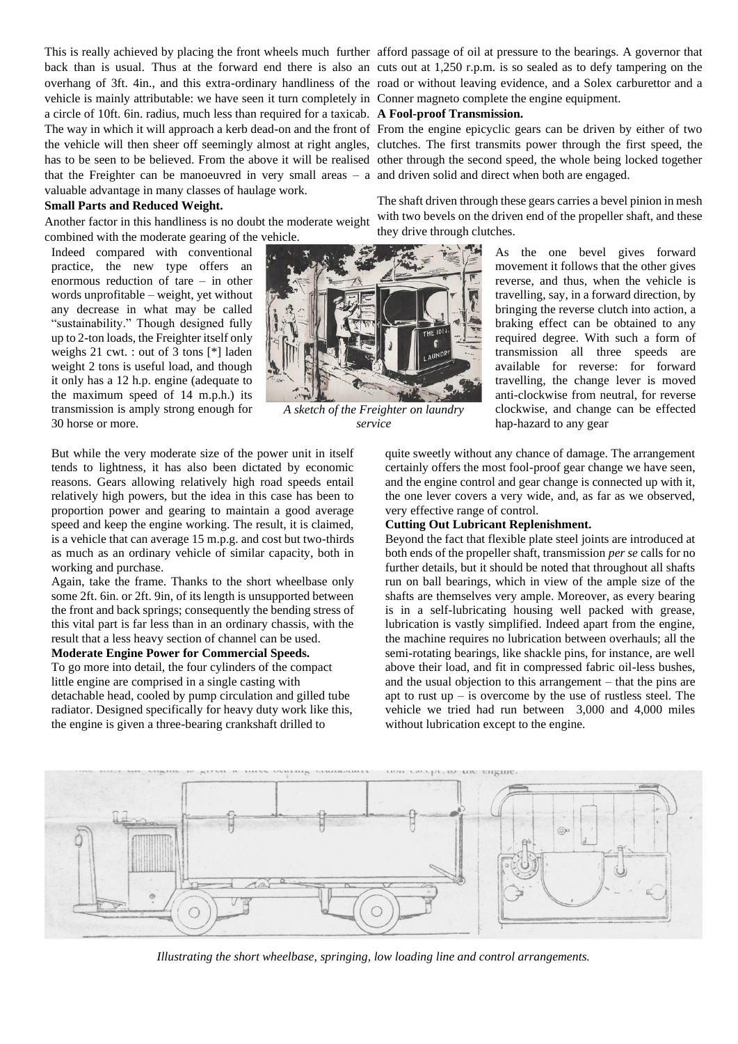This is really achieved by placing the front wheels much further back than is usual. Thus at the forward end there is also an overhang of 3ft. 4in., and this extra-ordinary handliness of the vehicle is mainly attributable: we have seen it turn completely in a circle of 10ft. 6in. radius, much less than required for a taxicab. The way in which it will approach a kerb dead-on and the front of the vehicle will then sheer off seemingly almost at right angles, has to be seen to be believed. From the above it will be realised that the Freighter can be manoeuvred in very small areas – a valuable advantage in many classes of haulage work.

**Small Parts and Reduced Weight.**

Another factor in this handliness is no doubt the moderate weight combined with the moderate gearing of the vehicle.

Indeed compared with conventional practice, the new type offers an enormous reduction of tare – in other words unprofitable – weight, yet without any decrease in what may be called "sustainability." Though designed fully up to 2-ton loads, the Freighter itself only weighs 21 cwt. : out of 3 tons [*] laden weight 2 tons is useful load, and though it only has a 12 h.p. engine (adequate to the maximum speed of 14 m.p.h.) its transmission is amply strong enough for 30 horse or more.

*A sketch of the Freighter on laundry service*

But while the very moderate size of the power unit in itself tends to lightness, it has also been dictated by economic reasons. Gears allowing relatively high road speeds entail relatively high powers, but the idea in this case has been to proportion power and gearing to maintain a good average speed and keep the engine working. The result, it is claimed, is a vehicle that can average 15 m.p.g. and cost but two-thirds as much as an ordinary vehicle of similar capacity, both in working and purchase.

Again, take the frame. Thanks to the short wheelbase only some 2ft. 6in. or 2ft. 9in, of its length is unsupported between the front and back springs; consequently the bending stress of this vital part is far less than in an ordinary chassis, with the result that a less heavy section of channel can be used.

**Moderate Engine Power for Commercial Speeds.**

To go more into detail, the four cylinders of the compact little engine are comprised in a single casting with detachable head, cooled by pump circulation and gilled tube radiator. Designed specifically for heavy duty work like this, the engine is given a three-bearing crankshaft drilled to afford passage of oil at pressure to the bearings. A governor that cuts out at 1,250 r.p.m. is so sealed as to defy tampering on the road or without leaving evidence, and a Solex carburettor and a Conner magneto complete the engine equipment.

**A Fool-proof Transmission.**

From the engine epicyclic gears can be driven by either of two clutches. The first transmits power through the first speed, the other through the second speed, the whole being locked together and driven solid and direct when both are engaged.

The shaft driven through these gears carries a bevel pinion in mesh with two bevels on the driven end of the propeller shaft, and these they drive through clutches.

As the one bevel gives forward movement it follows that the other gives reverse, and thus, when the vehicle is travelling, say, in a forward direction, by bringing the reverse clutch into action, a braking effect can be obtained to any required degree. With such a form of transmission all three speeds are available for reverse: for forward travelling, the change lever is moved anti-clockwise from neutral, for reverse clockwise, and change can be effected hap-hazard to any gear quite sweetly without any chance of damage. The arrangement certainly offers the most fool-proof gear change we have seen, and the engine control and gear change is connected up with it, the one lever covers a very wide, and, as far as we observed, very effective range of control.

**Cutting Out Lubricant Replenishment.**

Beyond the fact that flexible plate steel joints are introduced at both ends of the propeller shaft, transmission *per se* calls for no further details, but it should be noted that throughout all shafts run on ball bearings, which in view of the ample size of the shafts are themselves very ample. Moreover, as every bearing is in a self-lubricating housing well packed with grease, lubrication is vastly simplified. Indeed apart from the engine, the machine requires no lubrication between overhauls; all the semi-rotating bearings, like shackle pins, for instance, are well above their load, and fit in compressed fabric oil-less bushes, and the usual objection to this arrangement – that the pins are apt to rust up – is overcome by the use of rustless steel. The vehicle we tried had run between 3,000 and 4,000 miles without lubrication except to the engine.

*Illustrating the short wheelbase, springing, low loading line and control arrangements.*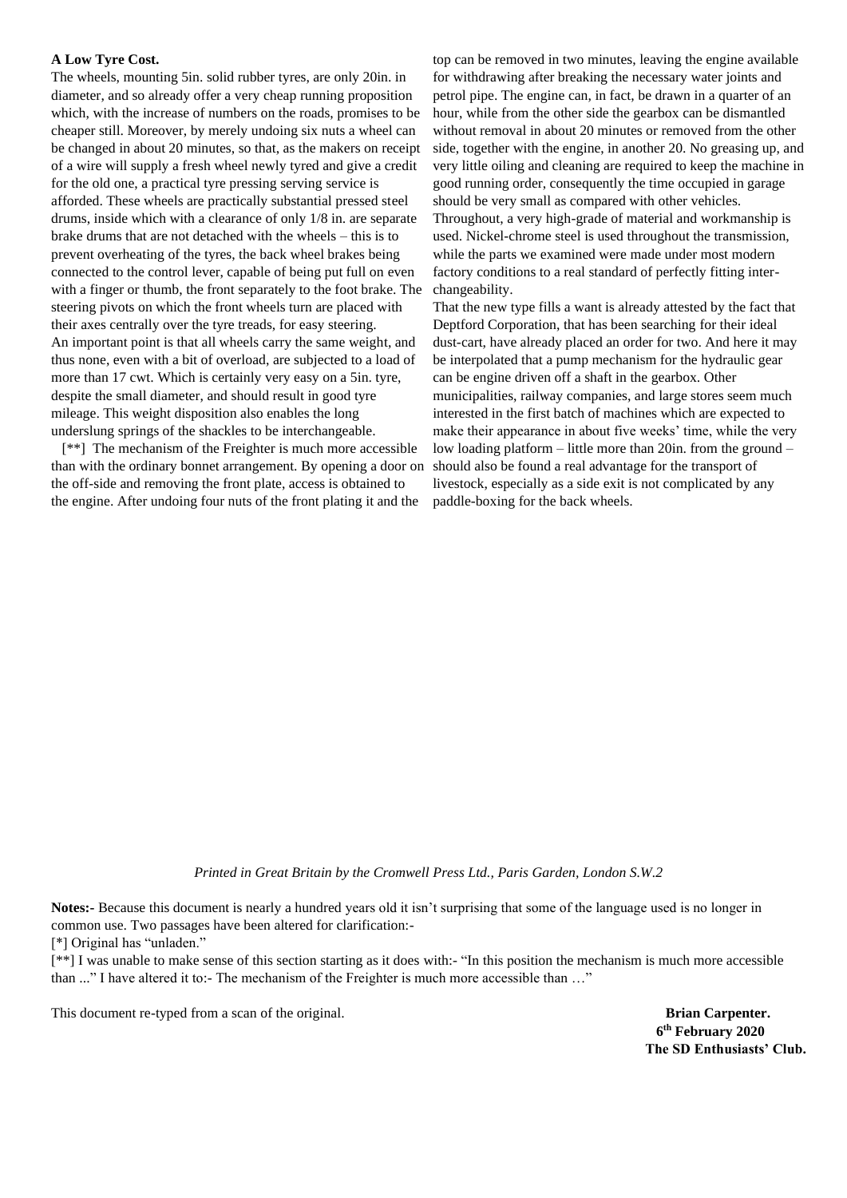**A Low Tyre Cost.**

The wheels, mounting 5in. solid rubber tyres, are only 20in. in diameter, and so already offer a very cheap running proposition which, with the increase of numbers on the roads, promises to be cheaper still. Moreover, by merely undoing six nuts a wheel can be changed in about 20 minutes, so that, as the makers on receipt of a wire will supply a fresh wheel newly tyred and give a credit for the old one, a practical tyre pressing serving service is afforded. These wheels are practically substantial pressed steel drums, inside which with a clearance of only 1/8 in. are separate brake drums that are not detached with the wheels – this is to prevent overheating of the tyres, the back wheel brakes being connected to the control lever, capable of being put full on even with a finger or thumb, the front separately to the foot brake. The steering pivots on which the front wheels turn are placed with their axes centrally over the tyre treads, for easy steering.

An important point is that all wheels carry the same weight, and thus none, even with a bit of overload, are subjected to a load of more than 17 cwt. Which is certainly very easy on a 5in. tyre, despite the small diameter, and should result in good tyre mileage. This weight disposition also enables the long underslung springs of the shackles to be interchangeable.

[**] The mechanism of the Freighter is much more accessible than with the ordinary bonnet arrangement. By opening a door on the off-side and removing the front plate, access is obtained to the engine. After undoing four nuts of the front plating it and the top can be removed in two minutes, leaving the engine available for withdrawing after breaking the necessary water joints and petrol pipe. The engine can, in fact, be drawn in a quarter of an hour, while from the other side the gearbox can be dismantled without removal in about 20 minutes or removed from the other side, together with the engine, in another 20. No greasing up, and very little oiling and cleaning are required to keep the machine in good running order, consequently the time occupied in garage should be very small as compared with other vehicles.

Throughout, a very high-grade of material and workmanship is used. Nickel-chrome steel is used throughout the transmission, while the parts we examined were made under most modern factory conditions to a real standard of perfectly fitting inter-changeability.

That the new type fills a want is already attested by the fact that Deptford Corporation, that has been searching for their ideal dust-cart, have already placed an order for two. And here it may be interpolated that a pump mechanism for the hydraulic gear can be engine driven off a shaft in the gearbox. Other municipalities, railway companies, and large stores seem much interested in the first batch of machines which are expected to make their appearance in about five weeks' time, while the very low loading platform – little more than 20in. from the ground – should also be found a real advantage for the transport of livestock, especially as a side exit is not complicated by any paddle-boxing for the back wheels.

*Printed in Great Britain by the Cromwell Press Ltd., Paris Garden, London S.W.2*

**Notes:-** Because this document is nearly a hundred years old it isn't surprising that some of the language used is no longer in common use. Two passages have been altered for clarification:-

[*] Original has "unladen."

[**] I was unable to make sense of this section starting as it does with:- "In this position the mechanism is much more accessible than ..." I have altered it to:- The mechanism of the Freighter is much more accessible than …"

This document re-typed from a scan of the original.

**Brian Carpenter.**
**6th February 2020**
**The SD Enthusiasts' Club.**